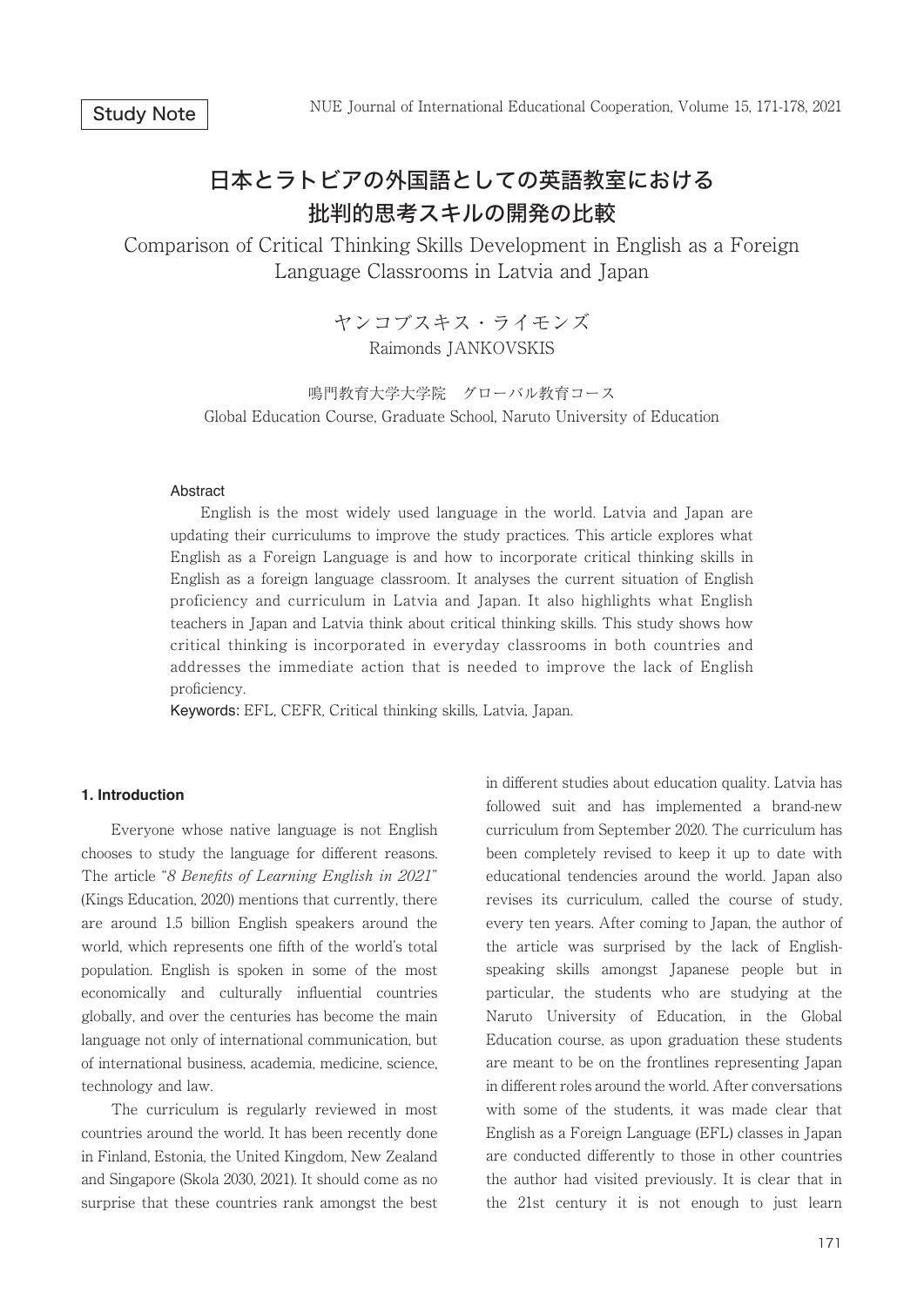Study Note

# 日本とラトビアの外国語としての英語教室における批判的思考スキルの開発の比較

# Comparison of Critical Thinking Skills Development in English as a Foreign Language Classrooms in Latvia and Japan

ヤンコブスキス・ライモンズ
Raimonds JANKOVSKIS

鳴門教育大学大学院　グローバル教育コース
Global Education Course, Graduate School, Naruto University of Education

### Abstract

English is the most widely used language in the world. Latvia and Japan are updating their curriculums to improve the study practices. This article explores what English as a Foreign Language is and how to incorporate critical thinking skills in English as a foreign language classroom. It analyses the current situation of English proficiency and curriculum in Latvia and Japan. It also highlights what English teachers in Japan and Latvia think about critical thinking skills. This study shows how critical thinking is incorporated in everyday classrooms in both countries and addresses the immediate action that is needed to improve the lack of English proficiency.

**Keywords:** EFL, CEFR, Critical thinking skills, Latvia, Japan.

## 1. Introduction

Everyone whose native language is not English chooses to study the language for different reasons. The article "*8 Benefits of Learning English in 2021*" (Kings Education, 2020) mentions that currently, there are around 1.5 billion English speakers around the world, which represents one fifth of the world's total population. English is spoken in some of the most economically and culturally influential countries globally, and over the centuries has become the main language not only of international communication, but of international business, academia, medicine, science, technology and law.

The curriculum is regularly reviewed in most countries around the world. It has been recently done in Finland, Estonia, the United Kingdom, New Zealand and Singapore (Skola 2030, 2021). It should come as no surprise that these countries rank amongst the best in different studies about education quality. Latvia has followed suit and has implemented a brand-new curriculum from September 2020. The curriculum has been completely revised to keep it up to date with educational tendencies around the world. Japan also revises its curriculum, called the course of study, every ten years. After coming to Japan, the author of the article was surprised by the lack of English-speaking skills amongst Japanese people but in particular, the students who are studying at the Naruto University of Education, in the Global Education course, as upon graduation these students are meant to be on the frontlines representing Japan in different roles around the world. After conversations with some of the students, it was made clear that English as a Foreign Language (EFL) classes in Japan are conducted differently to those in other countries the author had visited previously. It is clear that in the 21st century it is not enough to just learn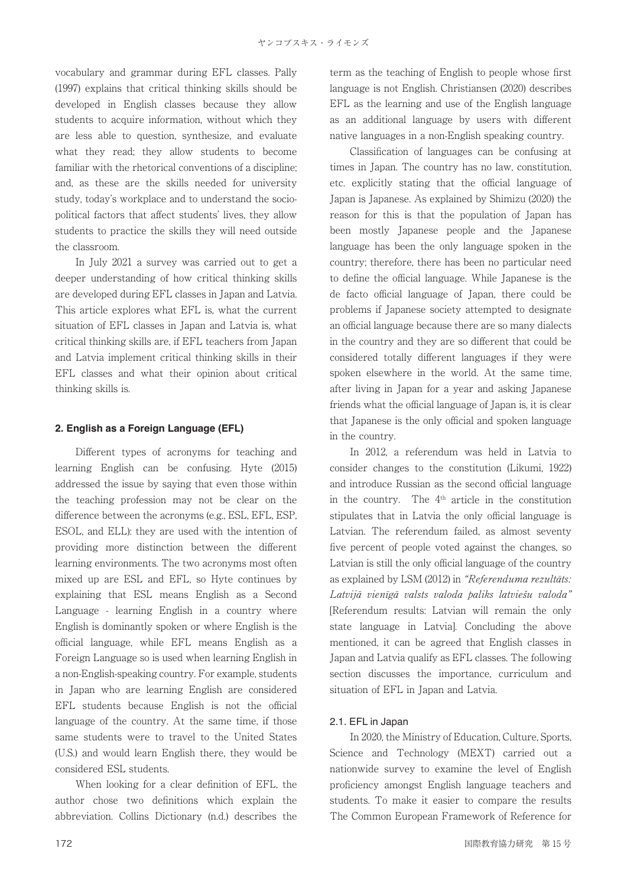vocabulary and grammar during EFL classes. Pally (1997) explains that critical thinking skills should be developed in English classes because they allow students to acquire information, without which they are less able to question, synthesize, and evaluate what they read; they allow students to become familiar with the rhetorical conventions of a discipline; and, as these are the skills needed for university study, today's workplace and to understand the socio-political factors that affect students' lives, they allow students to practice the skills they will need outside the classroom.

In July 2021 a survey was carried out to get a deeper understanding of how critical thinking skills are developed during EFL classes in Japan and Latvia. This article explores what EFL is, what the current situation of EFL classes in Japan and Latvia is, what critical thinking skills are, if EFL teachers from Japan and Latvia implement critical thinking skills in their EFL classes and what their opinion about critical thinking skills is.

## 2. English as a Foreign Language (EFL)

Different types of acronyms for teaching and learning English can be confusing. Hyte (2015) addressed the issue by saying that even those within the teaching profession may not be clear on the difference between the acronyms (e.g., ESL, EFL, ESP, ESOL, and ELL): they are used with the intention of providing more distinction between the different learning environments. The two acronyms most often mixed up are ESL and EFL, so Hyte continues by explaining that ESL means English as a Second Language - learning English in a country where English is dominantly spoken or where English is the official language, while EFL means English as a Foreign Language so is used when learning English in a non-English-speaking country. For example, students in Japan who are learning English are considered EFL students because English is not the official language of the country. At the same time, if those same students were to travel to the United States (U.S.) and would learn English there, they would be considered ESL students.

When looking for a clear definition of EFL, the author chose two definitions which explain the abbreviation. Collins Dictionary (n.d.) describes the term as the teaching of English to people whose first language is not English. Christiansen (2020) describes EFL as the learning and use of the English language as an additional language by users with different native languages in a non-English speaking country.

Classification of languages can be confusing at times in Japan. The country has no law, constitution, etc. explicitly stating that the official language of Japan is Japanese. As explained by Shimizu (2020) the reason for this is that the population of Japan has been mostly Japanese people and the Japanese language has been the only language spoken in the country; therefore, there has been no particular need to define the official language. While Japanese is the de facto official language of Japan, there could be problems if Japanese society attempted to designate an official language because there are so many dialects in the country and they are so different that could be considered totally different languages if they were spoken elsewhere in the world. At the same time, after living in Japan for a year and asking Japanese friends what the official language of Japan is, it is clear that Japanese is the only official and spoken language in the country.

In 2012, a referendum was held in Latvia to consider changes to the constitution (Likumi, 1922) and introduce Russian as the second official language in the country. The 4th article in the constitution stipulates that in Latvia the only official language is Latvian. The referendum failed, as almost seventy five percent of people voted against the changes, so Latvian is still the only official language of the country as explained by LSM (2012) in *"Referenduma rezultāts: Latvijā vienīgā valsts valoda paliks latviešu valoda"* [Referendum results: Latvian will remain the only state language in Latvia]. Concluding the above mentioned, it can be agreed that English classes in Japan and Latvia qualify as EFL classes. The following section discusses the importance, curriculum and situation of EFL in Japan and Latvia.

### 2.1. EFL in Japan

In 2020, the Ministry of Education, Culture, Sports, Science and Technology (MEXT) carried out a nationwide survey to examine the level of English proficiency amongst English language teachers and students. To make it easier to compare the results The Common European Framework of Reference for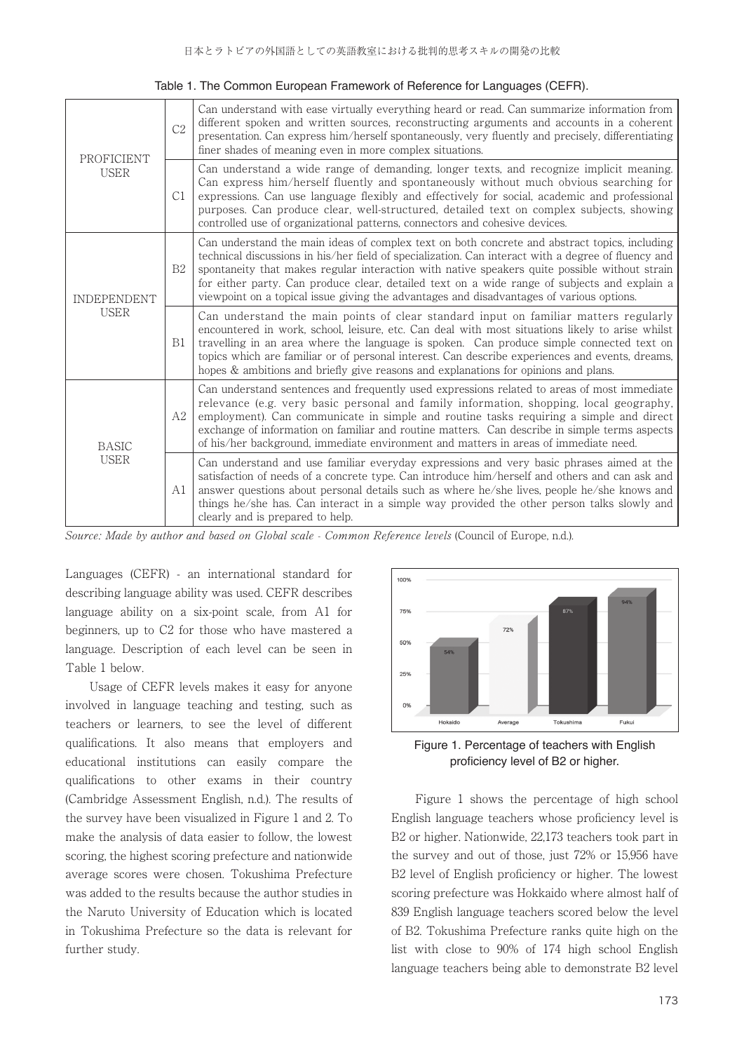Table 1. The Common European Framework of Reference for Languages (CEFR).

| | | |
|---|---|---|
| PROFICIENT USER | C2 | Can understand with ease virtually everything heard or read. Can summarize information from different spoken and written sources, reconstructing arguments and accounts in a coherent presentation. Can express him/herself spontaneously, very fluently and precisely, differentiating finer shades of meaning even in more complex situations. |
| | C1 | Can understand a wide range of demanding, longer texts, and recognize implicit meaning. Can express him/herself fluently and spontaneously without much obvious searching for expressions. Can use language flexibly and effectively for social, academic and professional purposes. Can produce clear, well-structured, detailed text on complex subjects, showing controlled use of organizational patterns, connectors and cohesive devices. |
| INDEPENDENT USER | B2 | Can understand the main ideas of complex text on both concrete and abstract topics, including technical discussions in his/her field of specialization. Can interact with a degree of fluency and spontaneity that makes regular interaction with native speakers quite possible without strain for either party. Can produce clear, detailed text on a wide range of subjects and explain a viewpoint on a topical issue giving the advantages and disadvantages of various options. |
| | B1 | Can understand the main points of clear standard input on familiar matters regularly encountered in work, school, leisure, etc. Can deal with most situations likely to arise whilst travelling in an area where the language is spoken. Can produce simple connected text on topics which are familiar or of personal interest. Can describe experiences and events, dreams, hopes & ambitions and briefly give reasons and explanations for opinions and plans. |
| BASIC USER | A2 | Can understand sentences and frequently used expressions related to areas of most immediate relevance (e.g. very basic personal and family information, shopping, local geography, employment). Can communicate in simple and routine tasks requiring a simple and direct exchange of information on familiar and routine matters. Can describe in simple terms aspects of his/her background, immediate environment and matters in areas of immediate need. |
| | A1 | Can understand and use familiar everyday expressions and very basic phrases aimed at the satisfaction of needs of a concrete type. Can introduce him/herself and others and can ask and answer questions about personal details such as where he/she lives, people he/she knows and things he/she has. Can interact in a simple way provided the other person talks slowly and clearly and is prepared to help. |

*Source: Made by author and based on Global scale - Common Reference levels* (Council of Europe, n.d.).

Languages (CEFR) - an international standard for describing language ability was used. CEFR describes language ability on a six-point scale, from A1 for beginners, up to C2 for those who have mastered a language. Description of each level can be seen in Table 1 below.

Usage of CEFR levels makes it easy for anyone involved in language teaching and testing, such as teachers or learners, to see the level of different qualifications. It also means that employers and educational institutions can easily compare the qualifications to other exams in their country (Cambridge Assessment English, n.d.). The results of the survey have been visualized in Figure 1 and 2. To make the analysis of data easier to follow, the lowest scoring, the highest scoring prefecture and nationwide average scores were chosen. Tokushima Prefecture was added to the results because the author studies in the Naruto University of Education which is located in Tokushima Prefecture so the data is relevant for further study.

Figure 1. Percentage of teachers with English proficiency level of B2 or higher.

Figure 1 shows the percentage of high school English language teachers whose proficiency level is B2 or higher. Nationwide, 22,173 teachers took part in the survey and out of those, just 72% or 15,956 have B2 level of English proficiency or higher. The lowest scoring prefecture was Hokkaido where almost half of 839 English language teachers scored below the level of B2. Tokushima Prefecture ranks quite high on the list with close to 90% of 174 high school English language teachers being able to demonstrate B2 level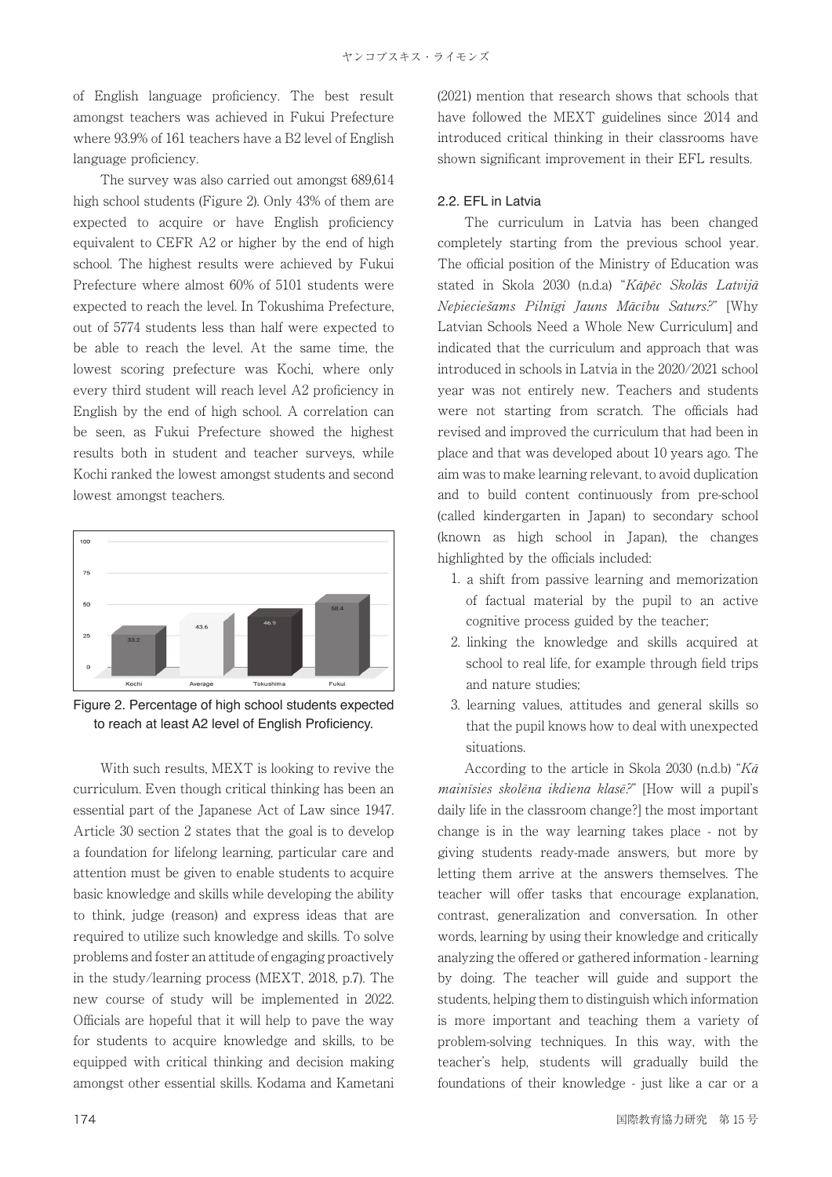of English language proficiency. The best result amongst teachers was achieved in Fukui Prefecture where 93.9% of 161 teachers have a B2 level of English language proficiency.

The survey was also carried out amongst 689,614 high school students (Figure 2). Only 43% of them are expected to acquire or have English proficiency equivalent to CEFR A2 or higher by the end of high school. The highest results were achieved by Fukui Prefecture where almost 60% of 5101 students were expected to reach the level. In Tokushima Prefecture, out of 5774 students less than half were expected to be able to reach the level. At the same time, the lowest scoring prefecture was Kochi, where only every third student will reach level A2 proficiency in English by the end of high school. A correlation can be seen, as Fukui Prefecture showed the highest results both in student and teacher surveys, while Kochi ranked the lowest amongst students and second lowest amongst teachers.

| | Kochi | Average | Tokushima | Fukui |
|---|---|---|---|---|
| % | 33.2 | 43.6 | 46.9 | 58.4 |

Figure 2. Percentage of high school students expected to reach at least A2 level of English Proficiency.

With such results, MEXT is looking to revive the curriculum. Even though critical thinking has been an essential part of the Japanese Act of Law since 1947. Article 30 section 2 states that the goal is to develop a foundation for lifelong learning, particular care and attention must be given to enable students to acquire basic knowledge and skills while developing the ability to think, judge (reason) and express ideas that are required to utilize such knowledge and skills. To solve problems and foster an attitude of engaging proactively in the study/learning process (MEXT, 2018, p.7). The new course of study will be implemented in 2022. Officials are hopeful that it will help to pave the way for students to acquire knowledge and skills, to be equipped with critical thinking and decision making amongst other essential skills. Kodama and Kametani (2021) mention that research shows that schools that have followed the MEXT guidelines since 2014 and introduced critical thinking in their classrooms have shown significant improvement in their EFL results.

### 2.2. EFL in Latvia

The curriculum in Latvia has been changed completely starting from the previous school year. The official position of the Ministry of Education was stated in Skola 2030 (n.d.a) "*Kāpēc Skolās Latvijā Nepieciešams Pilnīgi Jauns Mācību Saturs?*" [Why Latvian Schools Need a Whole New Curriculum] and indicated that the curriculum and approach that was introduced in schools in Latvia in the 2020/2021 school year was not entirely new. Teachers and students were not starting from scratch. The officials had revised and improved the curriculum that had been in place and that was developed about 10 years ago. The aim was to make learning relevant, to avoid duplication and to build content continuously from pre-school (called kindergarten in Japan) to secondary school (known as high school in Japan), the changes highlighted by the officials included:

1. a shift from passive learning and memorization of factual material by the pupil to an active cognitive process guided by the teacher;
2. linking the knowledge and skills acquired at school to real life, for example through field trips and nature studies;
3. learning values, attitudes and general skills so that the pupil knows how to deal with unexpected situations.

According to the article in Skola 2030 (n.d.b) "*Kā mainīsies skolēna ikdiena klasē?*" [How will a pupil's daily life in the classroom change?] the most important change is in the way learning takes place - not by giving students ready-made answers, but more by letting them arrive at the answers themselves. The teacher will offer tasks that encourage explanation, contrast, generalization and conversation. In other words, learning by using their knowledge and critically analyzing the offered or gathered information - learning by doing. The teacher will guide and support the students, helping them to distinguish which information is more important and teaching them a variety of problem-solving techniques. In this way, with the teacher's help, students will gradually build the foundations of their knowledge - just like a car or a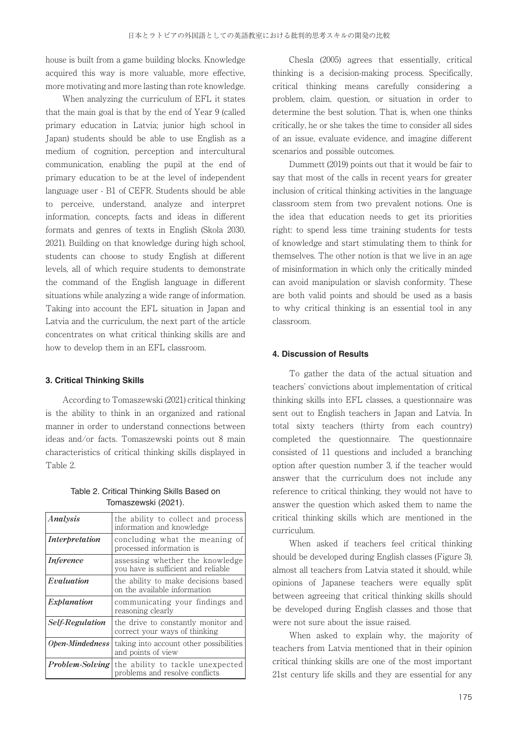house is built from a game building blocks. Knowledge acquired this way is more valuable, more effective, more motivating and more lasting than rote knowledge.

When analyzing the curriculum of EFL it states that the main goal is that by the end of Year 9 (called primary education in Latvia; junior high school in Japan) students should be able to use English as a medium of cognition, perception and intercultural communication, enabling the pupil at the end of primary education to be at the level of independent language user - B1 of CEFR. Students should be able to perceive, understand, analyze and interpret information, concepts, facts and ideas in different formats and genres of texts in English (Skola 2030, 2021). Building on that knowledge during high school, students can choose to study English at different levels, all of which require students to demonstrate the command of the English language in different situations while analyzing a wide range of information. Taking into account the EFL situation in Japan and Latvia and the curriculum, the next part of the article concentrates on what critical thinking skills are and how to develop them in an EFL classroom.

### 3. Critical Thinking Skills

According to Tomaszewski (2021) critical thinking is the ability to think in an organized and rational manner in order to understand connections between ideas and/or facts. Tomaszewski points out 8 main characteristics of critical thinking skills displayed in Table 2.

Table 2. Critical Thinking Skills Based on Tomaszewski (2021).

| | |
|---|---|
| ***Analysis*** | the ability to collect and process information and knowledge |
| ***Interpretation*** | concluding what the meaning of processed information is |
| ***Inference*** | assessing whether the knowledge you have is sufficient and reliable |
| ***Evaluation*** | the ability to make decisions based on the available information |
| ***Explanation*** | communicating your findings and reasoning clearly |
| ***Self-Regulation*** | the drive to constantly monitor and correct your ways of thinking |
| ***Open-Mindedness*** | taking into account other possibilities and points of view |
| ***Problem-Solving*** | the ability to tackle unexpected problems and resolve conflicts |

Chesla (2005) agrees that essentially, critical thinking is a decision-making process. Specifically, critical thinking means carefully considering a problem, claim, question, or situation in order to determine the best solution. That is, when one thinks critically, he or she takes the time to consider all sides of an issue, evaluate evidence, and imagine different scenarios and possible outcomes.

Dummett (2019) points out that it would be fair to say that most of the calls in recent years for greater inclusion of critical thinking activities in the language classroom stem from two prevalent notions. One is the idea that education needs to get its priorities right: to spend less time training students for tests of knowledge and start stimulating them to think for themselves. The other notion is that we live in an age of misinformation in which only the critically minded can avoid manipulation or slavish conformity. These are both valid points and should be used as a basis to why critical thinking is an essential tool in any classroom.

### 4. Discussion of Results

To gather the data of the actual situation and teachers' convictions about implementation of critical thinking skills into EFL classes, a questionnaire was sent out to English teachers in Japan and Latvia. In total sixty teachers (thirty from each country) completed the questionnaire. The questionnaire consisted of 11 questions and included a branching option after question number 3, if the teacher would answer that the curriculum does not include any reference to critical thinking, they would not have to answer the question which asked them to name the critical thinking skills which are mentioned in the curriculum.

When asked if teachers feel critical thinking should be developed during English classes (Figure 3), almost all teachers from Latvia stated it should, while opinions of Japanese teachers were equally split between agreeing that critical thinking skills should be developed during English classes and those that were not sure about the issue raised.

When asked to explain why, the majority of teachers from Latvia mentioned that in their opinion critical thinking skills are one of the most important 21st century life skills and they are essential for any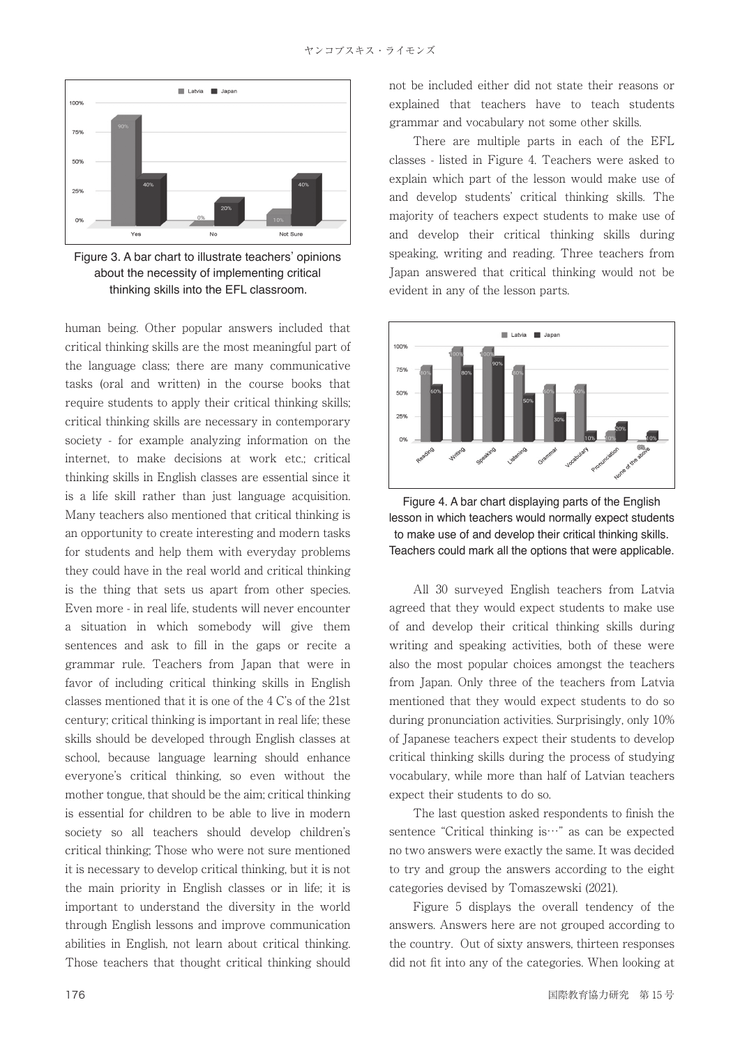Figure 3. A bar chart to illustrate teachers' opinions about the necessity of implementing critical thinking skills into the EFL classroom.

human being. Other popular answers included that critical thinking skills are the most meaningful part of the language class; there are many communicative tasks (oral and written) in the course books that require students to apply their critical thinking skills; critical thinking skills are necessary in contemporary society - for example analyzing information on the internet, to make decisions at work etc.; critical thinking skills in English classes are essential since it is a life skill rather than just language acquisition. Many teachers also mentioned that critical thinking is an opportunity to create interesting and modern tasks for students and help them with everyday problems they could have in the real world and critical thinking is the thing that sets us apart from other species. Even more - in real life, students will never encounter a situation in which somebody will give them sentences and ask to fill in the gaps or recite a grammar rule. Teachers from Japan that were in favor of including critical thinking skills in English classes mentioned that it is one of the 4 C's of the 21st century; critical thinking is important in real life; these skills should be developed through English classes at school, because language learning should enhance everyone's critical thinking, so even without the mother tongue, that should be the aim; critical thinking is essential for children to be able to live in modern society so all teachers should develop children's critical thinking; Those who were not sure mentioned it is necessary to develop critical thinking, but it is not the main priority in English classes or in life; it is important to understand the diversity in the world through English lessons and improve communication abilities in English, not learn about critical thinking. Those teachers that thought critical thinking should not be included either did not state their reasons or explained that teachers have to teach students grammar and vocabulary not some other skills.

There are multiple parts in each of the EFL classes - listed in Figure 4. Teachers were asked to explain which part of the lesson would make use of and develop students' critical thinking skills. The majority of teachers expect students to make use of and develop their critical thinking skills during speaking, writing and reading. Three teachers from Japan answered that critical thinking would not be evident in any of the lesson parts.

Figure 4. A bar chart displaying parts of the English lesson in which teachers would normally expect students to make use of and develop their critical thinking skills. Teachers could mark all the options that were applicable.

All 30 surveyed English teachers from Latvia agreed that they would expect students to make use of and develop their critical thinking skills during writing and speaking activities, both of these were also the most popular choices amongst the teachers from Japan. Only three of the teachers from Latvia mentioned that they would expect students to do so during pronunciation activities. Surprisingly, only 10% of Japanese teachers expect their students to develop critical thinking skills during the process of studying vocabulary, while more than half of Latvian teachers expect their students to do so.

The last question asked respondents to finish the sentence "Critical thinking is…" as can be expected no two answers were exactly the same. It was decided to try and group the answers according to the eight categories devised by Tomaszewski (2021).

Figure 5 displays the overall tendency of the answers. Answers here are not grouped according to the country. Out of sixty answers, thirteen responses did not fit into any of the categories. When looking at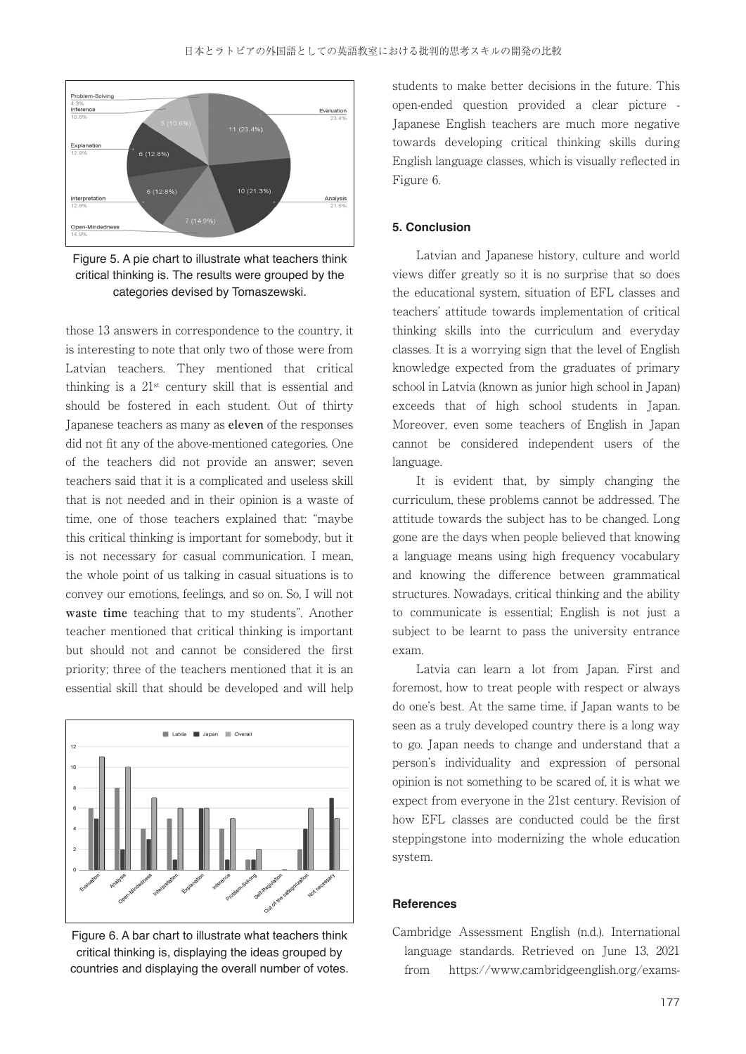Figure 5. A pie chart to illustrate what teachers think critical thinking is. The results were grouped by the categories devised by Tomaszewski.

those 13 answers in correspondence to the country, it is interesting to note that only two of those were from Latvian teachers. They mentioned that critical thinking is a 21st century skill that is essential and should be fostered in each student. Out of thirty Japanese teachers as many as **eleven** of the responses did not fit any of the above-mentioned categories. One of the teachers did not provide an answer; seven teachers said that it is a complicated and useless skill that is not needed and in their opinion is a waste of time, one of those teachers explained that: "maybe this critical thinking is important for somebody, but it is not necessary for casual communication. I mean, the whole point of us talking in casual situations is to convey our emotions, feelings, and so on. So, I will not **waste time** teaching that to my students". Another teacher mentioned that critical thinking is important but should not and cannot be considered the first priority; three of the teachers mentioned that it is an essential skill that should be developed and will help students to make better decisions in the future. This open-ended question provided a clear picture - Japanese English teachers are much more negative towards developing critical thinking skills during English language classes, which is visually reflected in Figure 6.

Figure 6. A bar chart to illustrate what teachers think critical thinking is, displaying the ideas grouped by countries and displaying the overall number of votes.

## 5. Conclusion

Latvian and Japanese history, culture and world views differ greatly so it is no surprise that so does the educational system, situation of EFL classes and teachers' attitude towards implementation of critical thinking skills into the curriculum and everyday classes. It is a worrying sign that the level of English knowledge expected from the graduates of primary school in Latvia (known as junior high school in Japan) exceeds that of high school students in Japan. Moreover, even some teachers of English in Japan cannot be considered independent users of the language.

It is evident that, by simply changing the curriculum, these problems cannot be addressed. The attitude towards the subject has to be changed. Long gone are the days when people believed that knowing a language means using high frequency vocabulary and knowing the difference between grammatical structures. Nowadays, critical thinking and the ability to communicate is essential; English is not just a subject to be learnt to pass the university entrance exam.

Latvia can learn a lot from Japan. First and foremost, how to treat people with respect or always do one's best. At the same time, if Japan wants to be seen as a truly developed country there is a long way to go. Japan needs to change and understand that a person's individuality and expression of personal opinion is not something to be scared of, it is what we expect from everyone in the 21st century. Revision of how EFL classes are conducted could be the first steppingstone into modernizing the whole education system.

## References

Cambridge Assessment English (n.d.). International language standards. Retrieved on June 13, 2021 from https://www.cambridgeenglish.org/exams-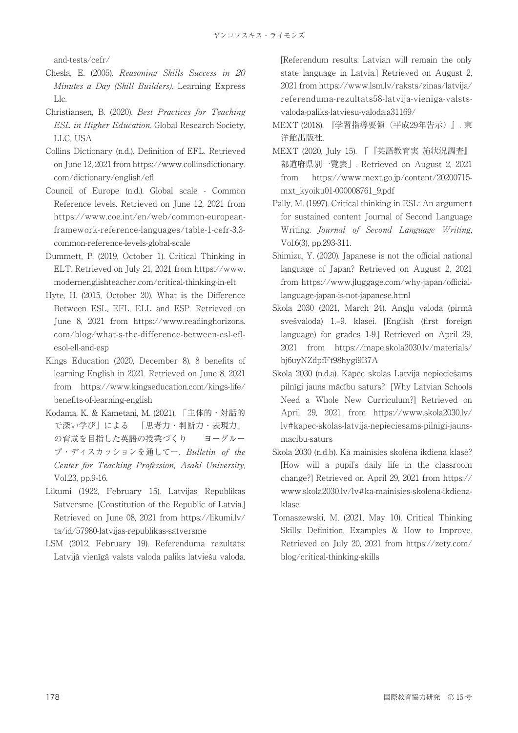and-tests/cefr/

Chesla, E. (2005). *Reasoning Skills Success in 20 Minutes a Day (Skill Builders)*. Learning Express Llc.

Christiansen, B. (2020). *Best Practices for Teaching ESL in Higher Education*. Global Research Society, LLC, USA.

Collins Dictionary (n.d.). Definition of EFL. Retrieved on June 12, 2021 from https://www.collinsdictionary.com/dictionary/english/efl

Council of Europe (n.d.). Global scale - Common Reference levels. Retrieved on June 12, 2021 from https://www.coe.int/en/web/common-european-framework-reference-languages/table-1-cefr-3.3-common-reference-levels-global-scale

Dummett, P. (2019, October 1). Critical Thinking in ELT. Retrieved on July 21, 2021 from https://www.modernenglishteacher.com/critical-thinking-in-elt

Hyte, H. (2015, October 20). What is the Difference Between ESL, EFL, ELL and ESP. Retrieved on June 8, 2021 from https://www.readinghorizons.com/blog/what-s-the-difference-between-esl-efl-esol-ell-and-esp

Kings Education (2020, December 8). 8 benefits of learning English in 2021. Retrieved on June 8, 2021 from https://www.kingseducation.com/kings-life/benefits-of-learning-english

Kodama, K. & Kametani, M. (2021). 「主体的・対話的で深い学び」による 「思考力・判断力・表現力」の育成を目指した英語の授業づくり ヨーグループ・ディスカッションを通してー. *Bulletin of the Center for Teaching Profession, Asahi University*, Vol.23, pp.9-16.

Likumi (1922, February 15). Latvijas Republikas Satversme. [Constitution of the Republic of Latvia.] Retrieved on June 08, 2021 from https://likumi.lv/ta/id/57980-latvijas-republikas-satversme

LSM (2012, February 19). Referenduma rezultāts: Latvijā vienīgā valsts valoda paliks latviešu valoda. [Referendum results: Latvian will remain the only state language in Latvia.] Retrieved on August 2, 2021 from https://www.lsm.lv/raksts/zinas/latvija/referenduma-rezultats58-latvija-vieniga-valsts-valoda-paliks-latviesu-valoda.a31169/

MEXT (2018). 『学習指導要領（平成29年告示）』. 東洋館出版社.

MEXT (2020, July 15). 「『英語教育実 施状況調査』都道府県別一覧表」. Retrieved on August 2, 2021 from https://www.mext.go.jp/content/20200715-mxt_kyoiku01-000008761_9.pdf

Pally, M. (1997). Critical thinking in ESL: An argument for sustained content Journal of Second Language Writing. *Journal of Second Language Writing*, Vol.6(3), pp.293-311.

Shimizu, Y. (2020). Japanese is not the official national language of Japan? Retrieved on August 2, 2021 from https://www.jluggage.com/why-japan/official-language-japan-is-not-japanese.html

Skola 2030 (2021, March 24). Angļu valoda (pirmā svešvaloda) 1.–9. klasei. [English (first foreign language) for grades 1-9.] Retrieved on April 29, 2021 from https://mape.skola2030.lv/materials/bj6uyNZdpfFt98hygi9B7A

Skola 2030 (n.d.a). Kāpēc skolās Latvijā nepieciešams pilnīgi jauns mācību saturs? [Why Latvian Schools Need a Whole New Curriculum?] Retrieved on April 29, 2021 from https://www.skola2030.lv/lv#kapec-skolas-latvija-nepieciesams-pilnigi-jauns-macibu-saturs

Skola 2030 (n.d.b). Kā mainīsies skolēna ikdiena klasē? [How will a pupil's daily life in the classroom change?] Retrieved on April 29, 2021 from https://www.skola2030.lv/lv#ka-mainisies-skolena-ikdiena-klase

Tomaszewski, M. (2021, May 10). Critical Thinking Skills: Definition, Examples & How to Improve. Retrieved on July 20, 2021 from https://zety.com/blog/critical-thinking-skills